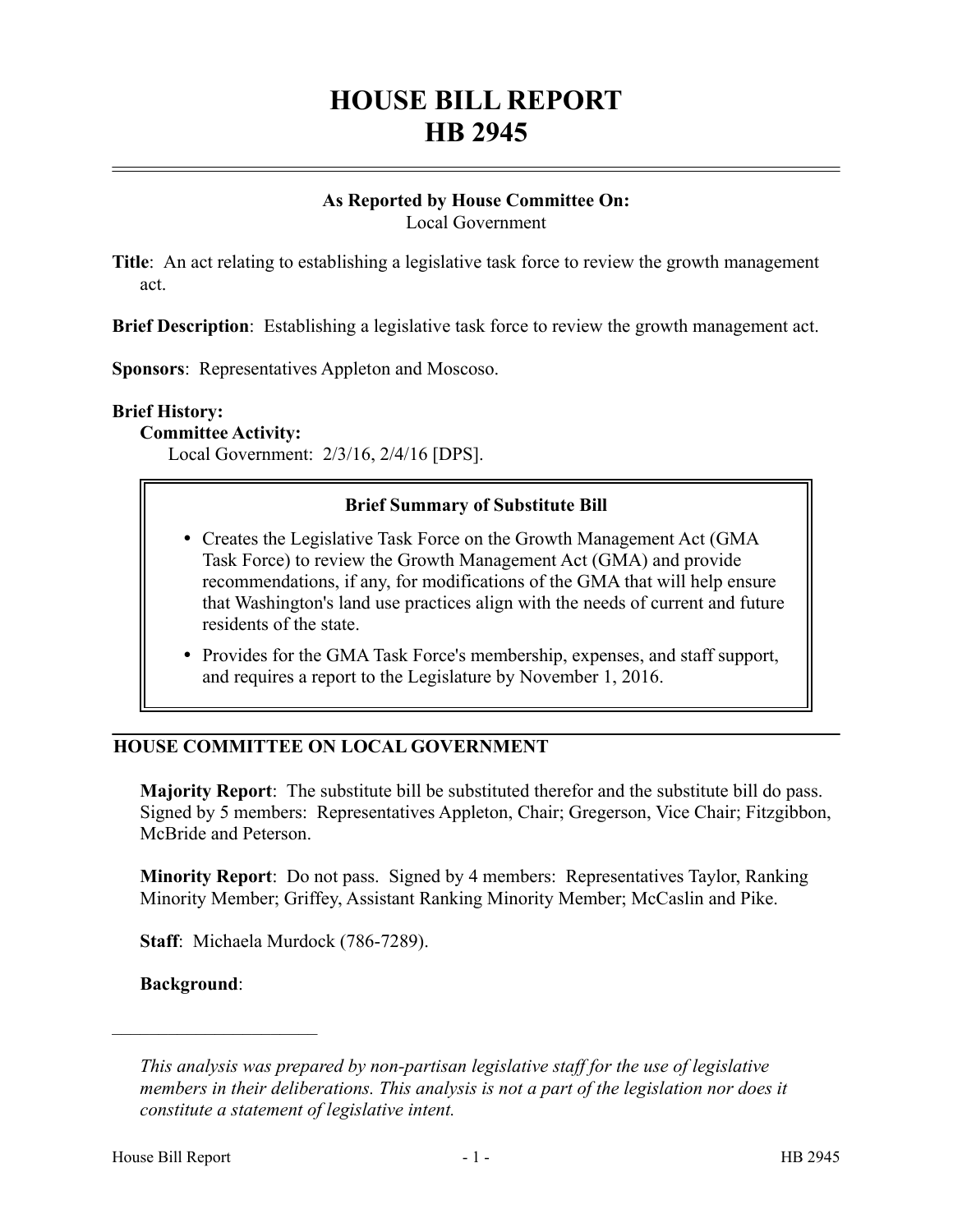# HOUSE BILL REPORT
# HB 2945

**As Reported by House Committee On:**
Local Government

**Title**: An act relating to establishing a legislative task force to review the growth management act.

**Brief Description**: Establishing a legislative task force to review the growth management act.

**Sponsors**: Representatives Appleton and Moscoso.

**Brief History:**

**Committee Activity:**

Local Government: 2/3/16, 2/4/16 [DPS].

**Brief Summary of Substitute Bill**

- Creates the Legislative Task Force on the Growth Management Act (GMA Task Force) to review the Growth Management Act (GMA) and provide recommendations, if any, for modifications of the GMA that will help ensure that Washington's land use practices align with the needs of current and future residents of the state.
- Provides for the GMA Task Force's membership, expenses, and staff support, and requires a report to the Legislature by November 1, 2016.

## HOUSE COMMITTEE ON LOCAL GOVERNMENT

**Majority Report**: The substitute bill be substituted therefor and the substitute bill do pass. Signed by 5 members: Representatives Appleton, Chair; Gregerson, Vice Chair; Fitzgibbon, McBride and Peterson.

**Minority Report**: Do not pass. Signed by 4 members: Representatives Taylor, Ranking Minority Member; Griffey, Assistant Ranking Minority Member; McCaslin and Pike.

**Staff**: Michaela Murdock (786-7289).

**Background**:

---

*This analysis was prepared by non-partisan legislative staff for the use of legislative members in their deliberations. This analysis is not a part of the legislation nor does it constitute a statement of legislative intent.*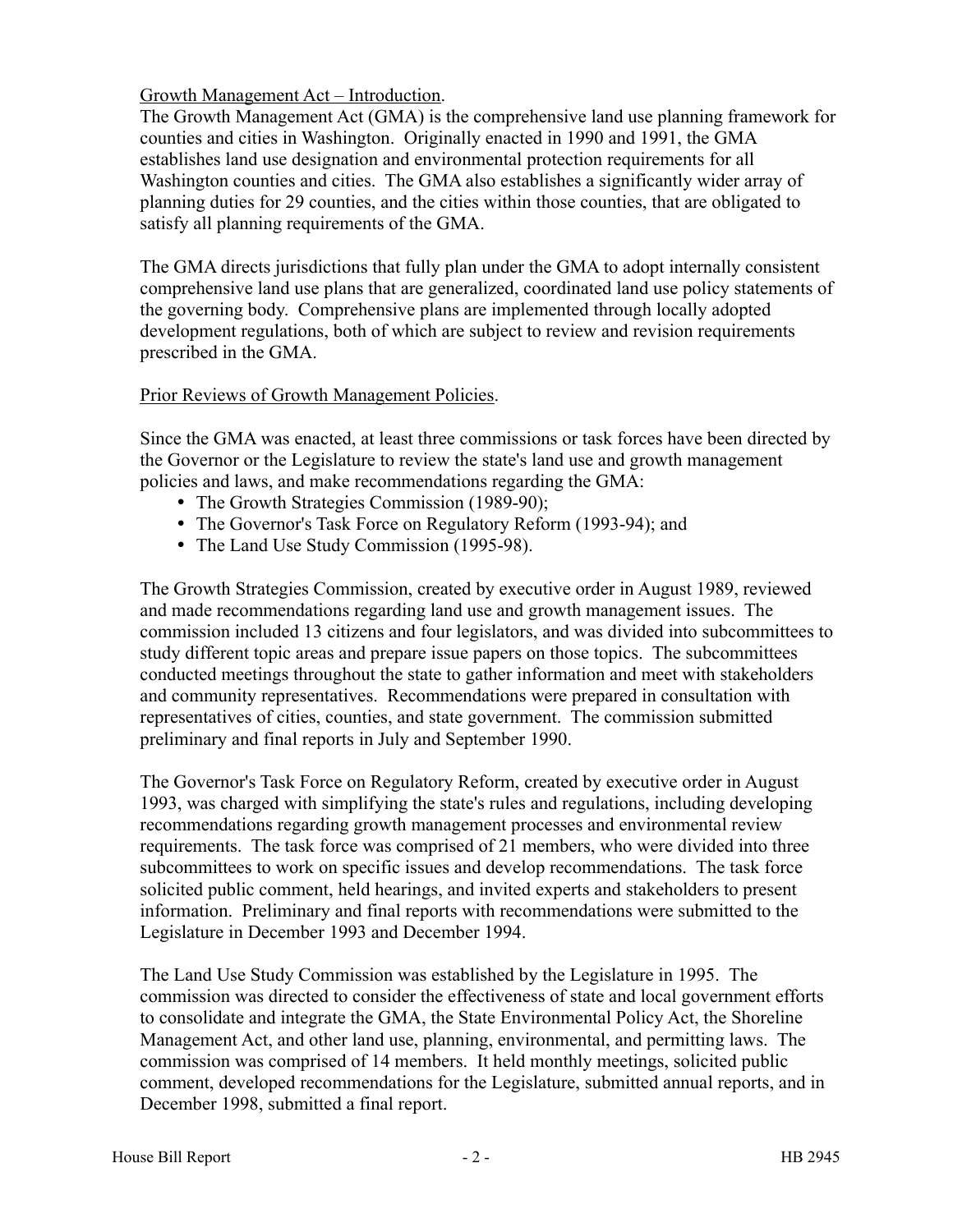Growth Management Act – Introduction.

The Growth Management Act (GMA) is the comprehensive land use planning framework for counties and cities in Washington. Originally enacted in 1990 and 1991, the GMA establishes land use designation and environmental protection requirements for all Washington counties and cities. The GMA also establishes a significantly wider array of planning duties for 29 counties, and the cities within those counties, that are obligated to satisfy all planning requirements of the GMA.

The GMA directs jurisdictions that fully plan under the GMA to adopt internally consistent comprehensive land use plans that are generalized, coordinated land use policy statements of the governing body. Comprehensive plans are implemented through locally adopted development regulations, both of which are subject to review and revision requirements prescribed in the GMA.

Prior Reviews of Growth Management Policies.

Since the GMA was enacted, at least three commissions or task forces have been directed by the Governor or the Legislature to review the state's land use and growth management policies and laws, and make recommendations regarding the GMA:

- The Growth Strategies Commission (1989-90);
- The Governor's Task Force on Regulatory Reform (1993-94); and
- The Land Use Study Commission (1995-98).

The Growth Strategies Commission, created by executive order in August 1989, reviewed and made recommendations regarding land use and growth management issues. The commission included 13 citizens and four legislators, and was divided into subcommittees to study different topic areas and prepare issue papers on those topics. The subcommittees conducted meetings throughout the state to gather information and meet with stakeholders and community representatives. Recommendations were prepared in consultation with representatives of cities, counties, and state government. The commission submitted preliminary and final reports in July and September 1990.

The Governor's Task Force on Regulatory Reform, created by executive order in August 1993, was charged with simplifying the state's rules and regulations, including developing recommendations regarding growth management processes and environmental review requirements. The task force was comprised of 21 members, who were divided into three subcommittees to work on specific issues and develop recommendations. The task force solicited public comment, held hearings, and invited experts and stakeholders to present information. Preliminary and final reports with recommendations were submitted to the Legislature in December 1993 and December 1994.

The Land Use Study Commission was established by the Legislature in 1995. The commission was directed to consider the effectiveness of state and local government efforts to consolidate and integrate the GMA, the State Environmental Policy Act, the Shoreline Management Act, and other land use, planning, environmental, and permitting laws. The commission was comprised of 14 members. It held monthly meetings, solicited public comment, developed recommendations for the Legislature, submitted annual reports, and in December 1998, submitted a final report.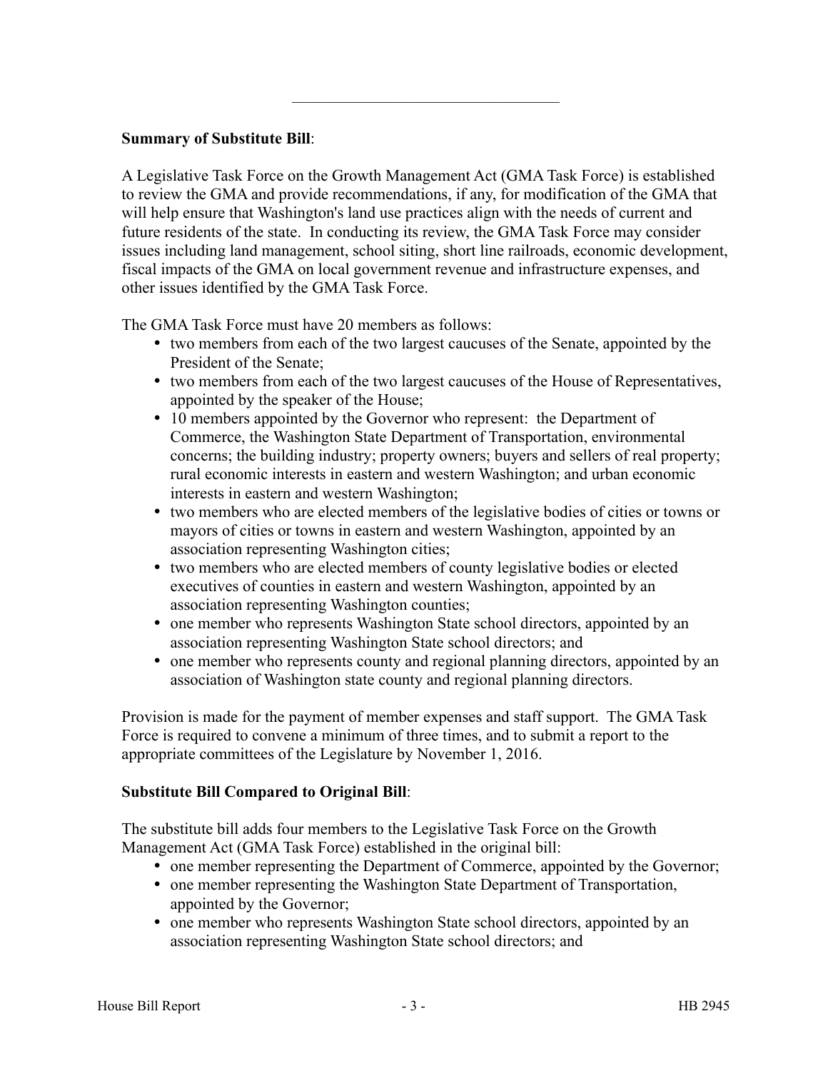---

**Summary of Substitute Bill**:

A Legislative Task Force on the Growth Management Act (GMA Task Force) is established to review the GMA and provide recommendations, if any, for modification of the GMA that will help ensure that Washington's land use practices align with the needs of current and future residents of the state. In conducting its review, the GMA Task Force may consider issues including land management, school siting, short line railroads, economic development, fiscal impacts of the GMA on local government revenue and infrastructure expenses, and other issues identified by the GMA Task Force.

The GMA Task Force must have 20 members as follows:

- two members from each of the two largest caucuses of the Senate, appointed by the President of the Senate;
- two members from each of the two largest caucuses of the House of Representatives, appointed by the speaker of the House;
- 10 members appointed by the Governor who represent: the Department of Commerce, the Washington State Department of Transportation, environmental concerns; the building industry; property owners; buyers and sellers of real property; rural economic interests in eastern and western Washington; and urban economic interests in eastern and western Washington;
- two members who are elected members of the legislative bodies of cities or towns or mayors of cities or towns in eastern and western Washington, appointed by an association representing Washington cities;
- two members who are elected members of county legislative bodies or elected executives of counties in eastern and western Washington, appointed by an association representing Washington counties;
- one member who represents Washington State school directors, appointed by an association representing Washington State school directors; and
- one member who represents county and regional planning directors, appointed by an association of Washington state county and regional planning directors.

Provision is made for the payment of member expenses and staff support. The GMA Task Force is required to convene a minimum of three times, and to submit a report to the appropriate committees of the Legislature by November 1, 2016.

**Substitute Bill Compared to Original Bill**:

The substitute bill adds four members to the Legislative Task Force on the Growth Management Act (GMA Task Force) established in the original bill:

- one member representing the Department of Commerce, appointed by the Governor;
- one member representing the Washington State Department of Transportation, appointed by the Governor;
- one member who represents Washington State school directors, appointed by an association representing Washington State school directors; and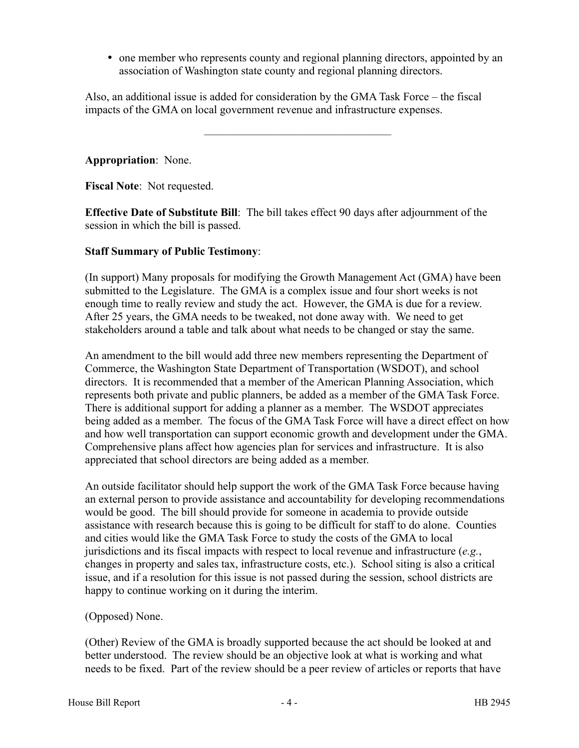- one member who represents county and regional planning directors, appointed by an association of Washington state county and regional planning directors.

Also, an additional issue is added for consideration by the GMA Task Force – the fiscal impacts of the GMA on local government revenue and infrastructure expenses.

---

**Appropriation**: None.

**Fiscal Note**: Not requested.

**Effective Date of Substitute Bill**: The bill takes effect 90 days after adjournment of the session in which the bill is passed.

**Staff Summary of Public Testimony**:

(In support) Many proposals for modifying the Growth Management Act (GMA) have been submitted to the Legislature. The GMA is a complex issue and four short weeks is not enough time to really review and study the act. However, the GMA is due for a review. After 25 years, the GMA needs to be tweaked, not done away with. We need to get stakeholders around a table and talk about what needs to be changed or stay the same.

An amendment to the bill would add three new members representing the Department of Commerce, the Washington State Department of Transportation (WSDOT), and school directors. It is recommended that a member of the American Planning Association, which represents both private and public planners, be added as a member of the GMA Task Force. There is additional support for adding a planner as a member. The WSDOT appreciates being added as a member. The focus of the GMA Task Force will have a direct effect on how and how well transportation can support economic growth and development under the GMA. Comprehensive plans affect how agencies plan for services and infrastructure. It is also appreciated that school directors are being added as a member.

An outside facilitator should help support the work of the GMA Task Force because having an external person to provide assistance and accountability for developing recommendations would be good. The bill should provide for someone in academia to provide outside assistance with research because this is going to be difficult for staff to do alone. Counties and cities would like the GMA Task Force to study the costs of the GMA to local jurisdictions and its fiscal impacts with respect to local revenue and infrastructure (*e.g.*, changes in property and sales tax, infrastructure costs, etc.). School siting is also a critical issue, and if a resolution for this issue is not passed during the session, school districts are happy to continue working on it during the interim.

(Opposed) None.

(Other) Review of the GMA is broadly supported because the act should be looked at and better understood. The review should be an objective look at what is working and what needs to be fixed. Part of the review should be a peer review of articles or reports that have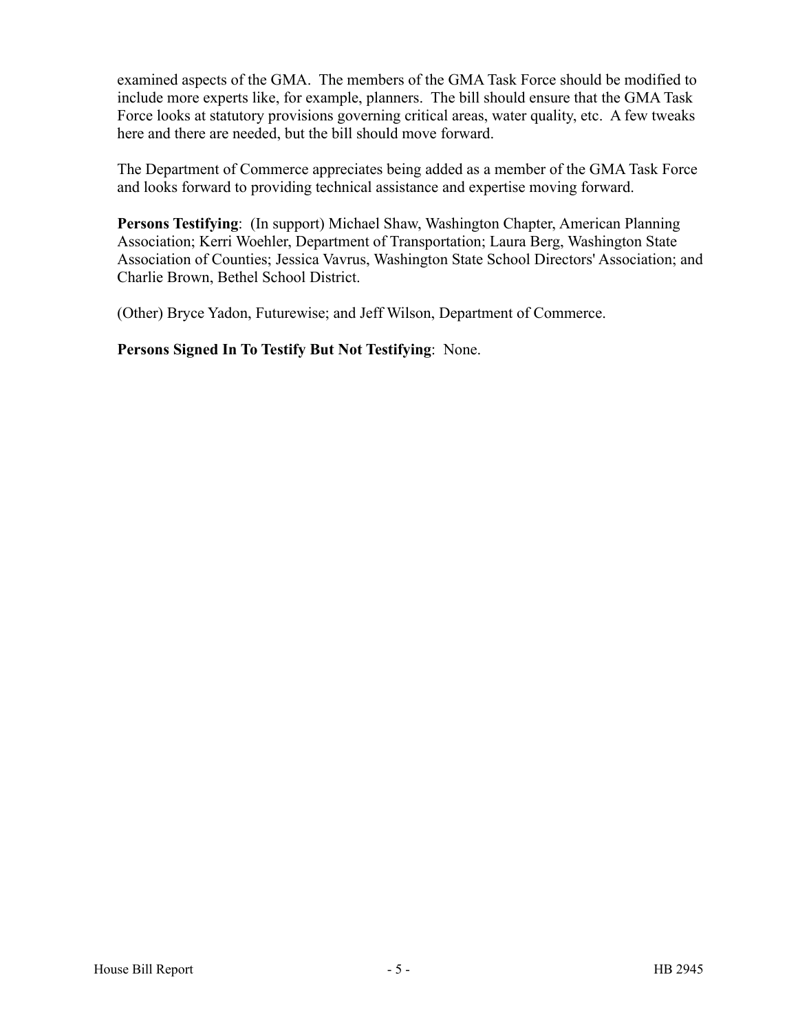examined aspects of the GMA. The members of the GMA Task Force should be modified to include more experts like, for example, planners. The bill should ensure that the GMA Task Force looks at statutory provisions governing critical areas, water quality, etc. A few tweaks here and there are needed, but the bill should move forward.

The Department of Commerce appreciates being added as a member of the GMA Task Force and looks forward to providing technical assistance and expertise moving forward.

**Persons Testifying**: (In support) Michael Shaw, Washington Chapter, American Planning Association; Kerri Woehler, Department of Transportation; Laura Berg, Washington State Association of Counties; Jessica Vavrus, Washington State School Directors' Association; and Charlie Brown, Bethel School District.

(Other) Bryce Yadon, Futurewise; and Jeff Wilson, Department of Commerce.

**Persons Signed In To Testify But Not Testifying**: None.